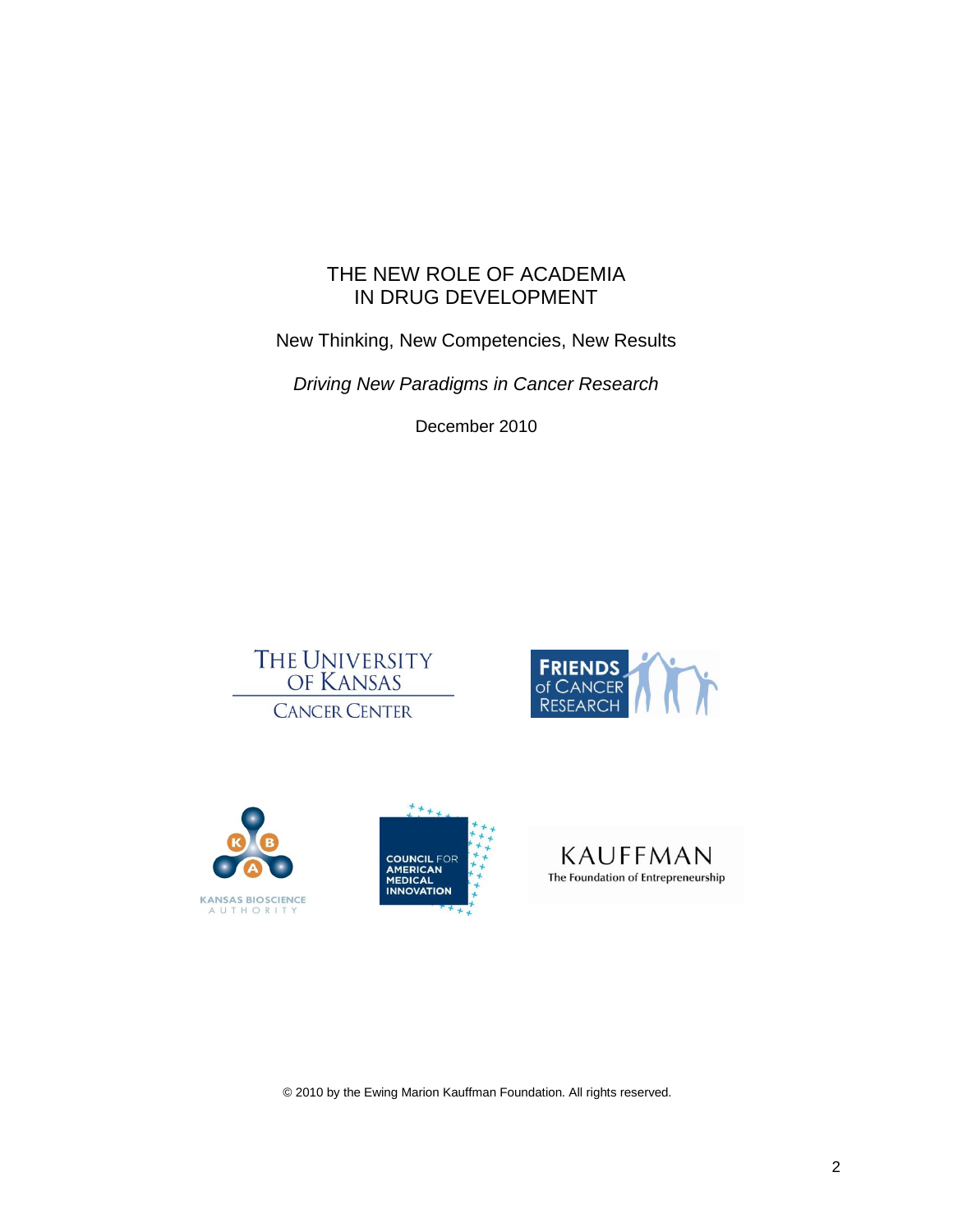# THE NEW ROLE OF ACADEMIA IN DRUG DEVELOPMENT

New Thinking, New Competencies, New Results

*Driving New Paradigms in Cancer Research*

December 2010

THE UNIVERSITY OF KANSAS CANCER CENTER

FRIENDS of CANCER RESEARCH

KANSAS BIOSCIENCE AUTHORITY

COUNCIL FOR AMERICAN MEDICAL INNOVATION

KAUFFMAN The Foundation of Entrepreneurship

© 2010 by the Ewing Marion Kauffman Foundation. All rights reserved.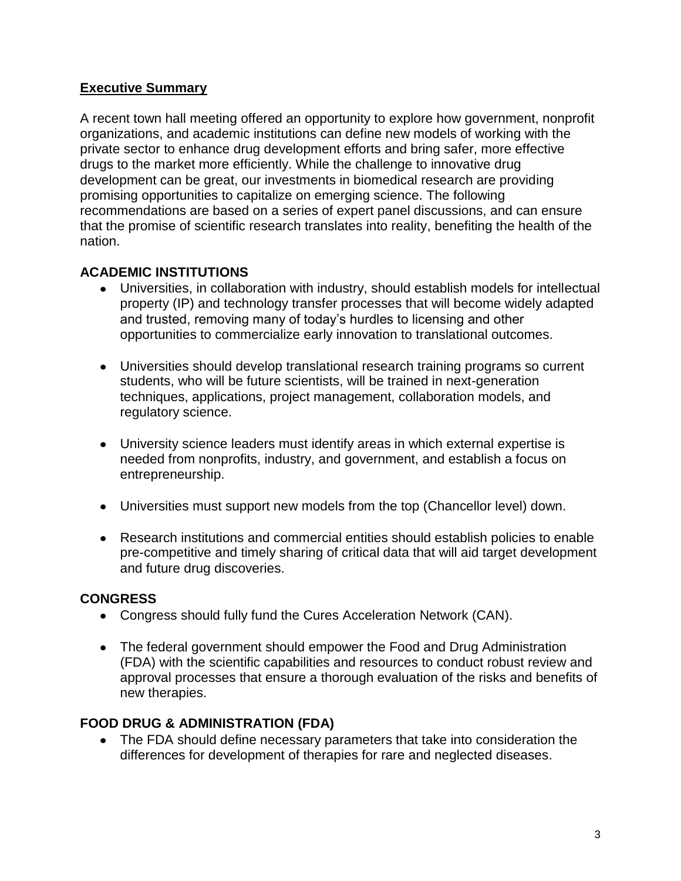## Executive Summary

A recent town hall meeting offered an opportunity to explore how government, nonprofit organizations, and academic institutions can define new models of working with the private sector to enhance drug development efforts and bring safer, more effective drugs to the market more efficiently. While the challenge to innovative drug development can be great, our investments in biomedical research are providing promising opportunities to capitalize on emerging science. The following recommendations are based on a series of expert panel discussions, and can ensure that the promise of scientific research translates into reality, benefiting the health of the nation.

### ACADEMIC INSTITUTIONS

- Universities, in collaboration with industry, should establish models for intellectual property (IP) and technology transfer processes that will become widely adapted and trusted, removing many of today's hurdles to licensing and other opportunities to commercialize early innovation to translational outcomes.
- Universities should develop translational research training programs so current students, who will be future scientists, will be trained in next-generation techniques, applications, project management, collaboration models, and regulatory science.
- University science leaders must identify areas in which external expertise is needed from nonprofits, industry, and government, and establish a focus on entrepreneurship.
- Universities must support new models from the top (Chancellor level) down.
- Research institutions and commercial entities should establish policies to enable pre-competitive and timely sharing of critical data that will aid target development and future drug discoveries.

### CONGRESS

- Congress should fully fund the Cures Acceleration Network (CAN).
- The federal government should empower the Food and Drug Administration (FDA) with the scientific capabilities and resources to conduct robust review and approval processes that ensure a thorough evaluation of the risks and benefits of new therapies.

### FOOD DRUG & ADMINISTRATION (FDA)

- The FDA should define necessary parameters that take into consideration the differences for development of therapies for rare and neglected diseases.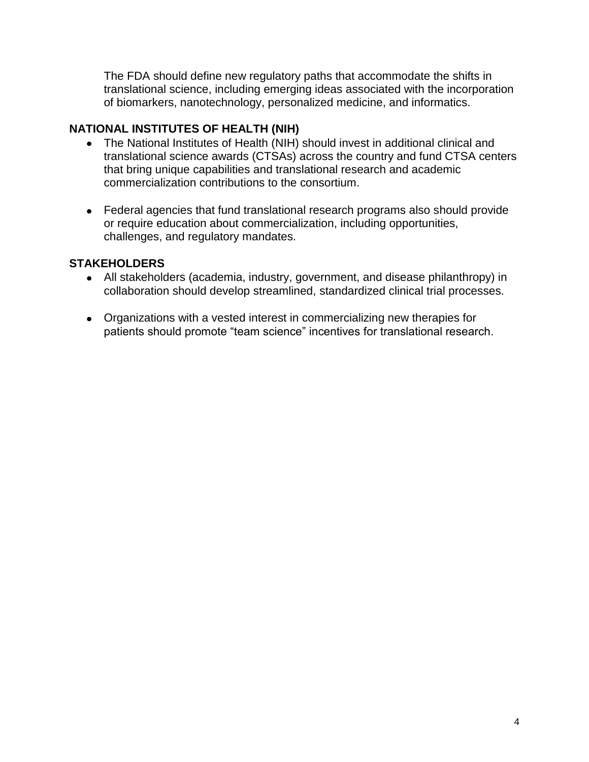The FDA should define new regulatory paths that accommodate the shifts in translational science, including emerging ideas associated with the incorporation of biomarkers, nanotechnology, personalized medicine, and informatics.

**NATIONAL INSTITUTES OF HEALTH (NIH)**

- The National Institutes of Health (NIH) should invest in additional clinical and translational science awards (CTSAs) across the country and fund CTSA centers that bring unique capabilities and translational research and academic commercialization contributions to the consortium.

- Federal agencies that fund translational research programs also should provide or require education about commercialization, including opportunities, challenges, and regulatory mandates.

**STAKEHOLDERS**

- All stakeholders (academia, industry, government, and disease philanthropy) in collaboration should develop streamlined, standardized clinical trial processes.

- Organizations with a vested interest in commercializing new therapies for patients should promote "team science" incentives for translational research.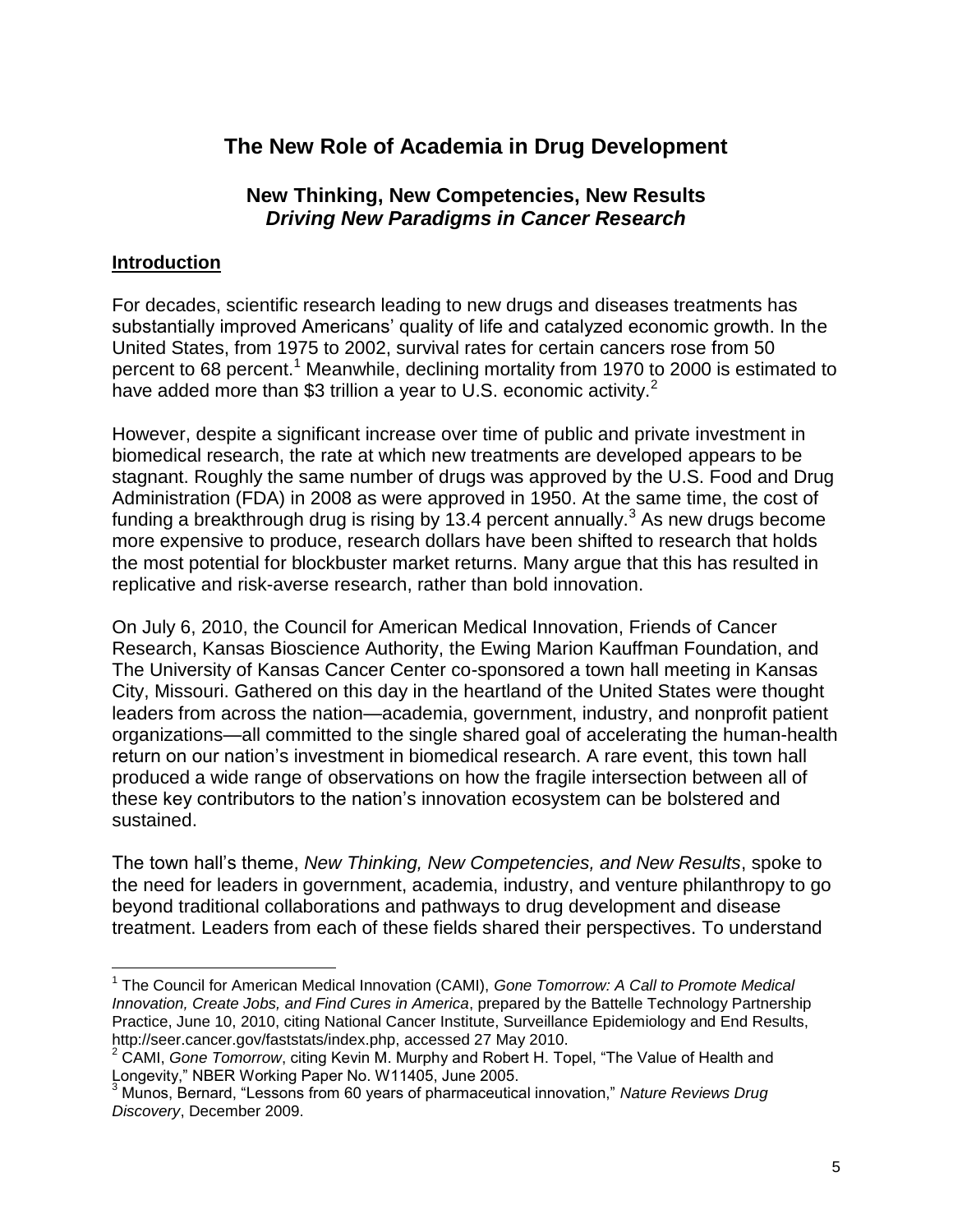# The New Role of Academia in Drug Development

## New Thinking, New Competencies, New Results
### *Driving New Paradigms in Cancer Research*

**Introduction**

For decades, scientific research leading to new drugs and diseases treatments has substantially improved Americans' quality of life and catalyzed economic growth. In the United States, from 1975 to 2002, survival rates for certain cancers rose from 50 percent to 68 percent.[1] Meanwhile, declining mortality from 1970 to 2000 is estimated to have added more than $3 trillion a year to U.S. economic activity.[2]

However, despite a significant increase over time of public and private investment in biomedical research, the rate at which new treatments are developed appears to be stagnant. Roughly the same number of drugs was approved by the U.S. Food and Drug Administration (FDA) in 2008 as were approved in 1950. At the same time, the cost of funding a breakthrough drug is rising by 13.4 percent annually.[3] As new drugs become more expensive to produce, research dollars have been shifted to research that holds the most potential for blockbuster market returns. Many argue that this has resulted in replicative and risk-averse research, rather than bold innovation.

On July 6, 2010, the Council for American Medical Innovation, Friends of Cancer Research, Kansas Bioscience Authority, the Ewing Marion Kauffman Foundation, and The University of Kansas Cancer Center co-sponsored a town hall meeting in Kansas City, Missouri. Gathered on this day in the heartland of the United States were thought leaders from across the nation—academia, government, industry, and nonprofit patient organizations—all committed to the single shared goal of accelerating the human-health return on our nation's investment in biomedical research. A rare event, this town hall produced a wide range of observations on how the fragile intersection between all of these key contributors to the nation's innovation ecosystem can be bolstered and sustained.

The town hall's theme, *New Thinking, New Competencies, and New Results*, spoke to the need for leaders in government, academia, industry, and venture philanthropy to go beyond traditional collaborations and pathways to drug development and disease treatment. Leaders from each of these fields shared their perspectives. To understand

---

[1] The Council for American Medical Innovation (CAMI), *Gone Tomorrow: A Call to Promote Medical Innovation, Create Jobs, and Find Cures in America*, prepared by the Battelle Technology Partnership Practice, June 10, 2010, citing National Cancer Institute, Surveillance Epidemiology and End Results, http://seer.cancer.gov/faststats/index.php, accessed 27 May 2010.

[2] CAMI, *Gone Tomorrow*, citing Kevin M. Murphy and Robert H. Topel, "The Value of Health and Longevity," NBER Working Paper No. W11405, June 2005.

[3] Munos, Bernard, "Lessons from 60 years of pharmaceutical innovation," *Nature Reviews Drug Discovery*, December 2009.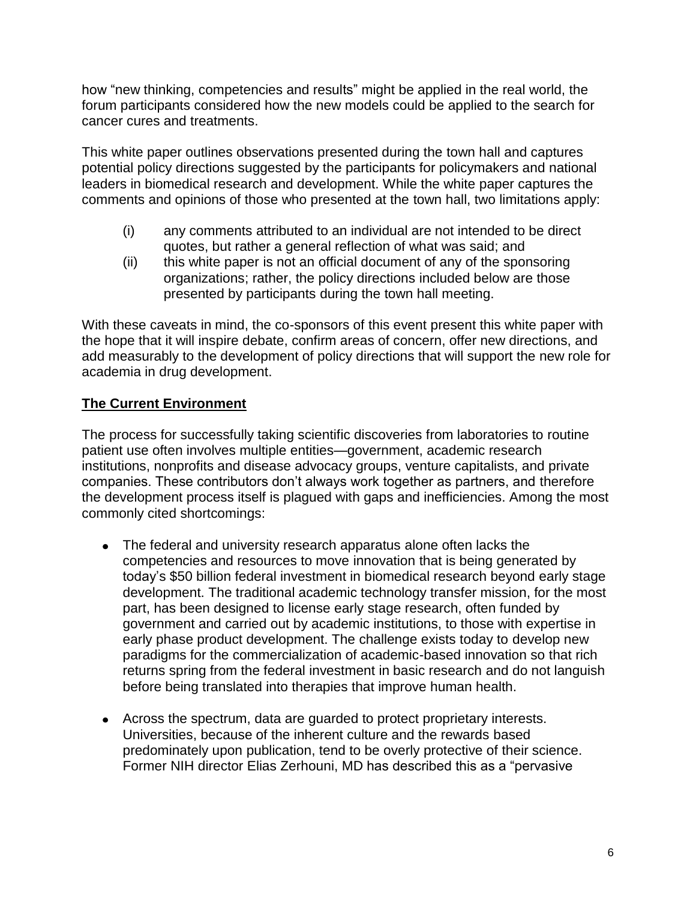how "new thinking, competencies and results" might be applied in the real world, the forum participants considered how the new models could be applied to the search for cancer cures and treatments.

This white paper outlines observations presented during the town hall and captures potential policy directions suggested by the participants for policymakers and national leaders in biomedical research and development. While the white paper captures the comments and opinions of those who presented at the town hall, two limitations apply:

(i) any comments attributed to an individual are not intended to be direct quotes, but rather a general reflection of what was said; and

(ii) this white paper is not an official document of any of the sponsoring organizations; rather, the policy directions included below are those presented by participants during the town hall meeting.

With these caveats in mind, the co-sponsors of this event present this white paper with the hope that it will inspire debate, confirm areas of concern, offer new directions, and add measurably to the development of policy directions that will support the new role for academia in drug development.

## The Current Environment

The process for successfully taking scientific discoveries from laboratories to routine patient use often involves multiple entities—government, academic research institutions, nonprofits and disease advocacy groups, venture capitalists, and private companies. These contributors don't always work together as partners, and therefore the development process itself is plagued with gaps and inefficiencies. Among the most commonly cited shortcomings:

- The federal and university research apparatus alone often lacks the competencies and resources to move innovation that is being generated by today's $50 billion federal investment in biomedical research beyond early stage development. The traditional academic technology transfer mission, for the most part, has been designed to license early stage research, often funded by government and carried out by academic institutions, to those with expertise in early phase product development. The challenge exists today to develop new paradigms for the commercialization of academic-based innovation so that rich returns spring from the federal investment in basic research and do not languish before being translated into therapies that improve human health.

- Across the spectrum, data are guarded to protect proprietary interests. Universities, because of the inherent culture and the rewards based predominately upon publication, tend to be overly protective of their science. Former NIH director Elias Zerhouni, MD has described this as a "pervasive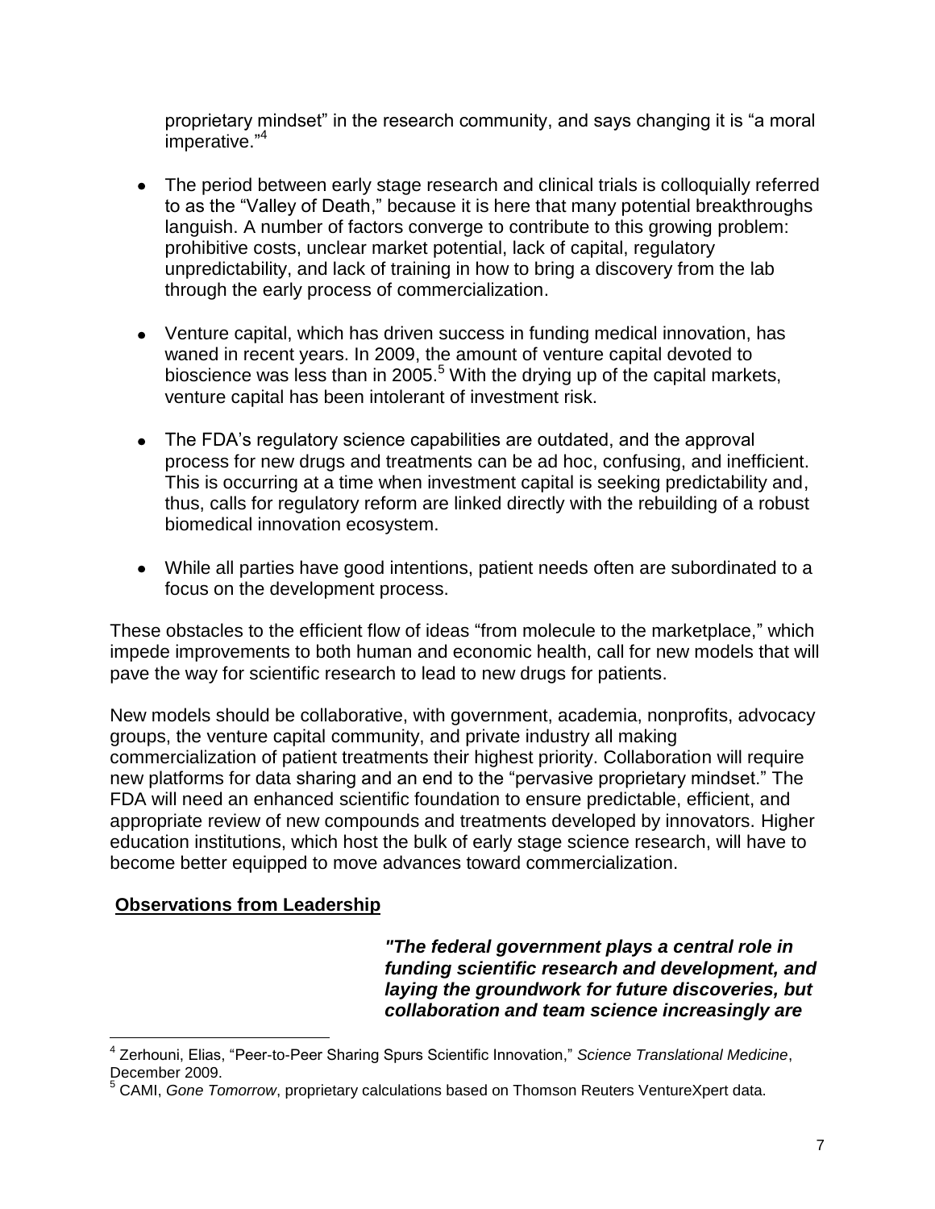proprietary mindset" in the research community, and says changing it is "a moral imperative."[4]

- The period between early stage research and clinical trials is colloquially referred to as the "Valley of Death," because it is here that many potential breakthroughs languish. A number of factors converge to contribute to this growing problem: prohibitive costs, unclear market potential, lack of capital, regulatory unpredictability, and lack of training in how to bring a discovery from the lab through the early process of commercialization.

- Venture capital, which has driven success in funding medical innovation, has waned in recent years. In 2009, the amount of venture capital devoted to bioscience was less than in 2005.[5] With the drying up of the capital markets, venture capital has been intolerant of investment risk.

- The FDA's regulatory science capabilities are outdated, and the approval process for new drugs and treatments can be ad hoc, confusing, and inefficient. This is occurring at a time when investment capital is seeking predictability and, thus, calls for regulatory reform are linked directly with the rebuilding of a robust biomedical innovation ecosystem.

- While all parties have good intentions, patient needs often are subordinated to a focus on the development process.

These obstacles to the efficient flow of ideas "from molecule to the marketplace," which impede improvements to both human and economic health, call for new models that will pave the way for scientific research to lead to new drugs for patients.

New models should be collaborative, with government, academia, nonprofits, advocacy groups, the venture capital community, and private industry all making commercialization of patient treatments their highest priority. Collaboration will require new platforms for data sharing and an end to the "pervasive proprietary mindset." The FDA will need an enhanced scientific foundation to ensure predictable, efficient, and appropriate review of new compounds and treatments developed by innovators. Higher education institutions, which host the bulk of early stage science research, will have to become better equipped to move advances toward commercialization.

## Observations from Leadership

***"The federal government plays a central role in funding scientific research and development, and laying the groundwork for future discoveries, but collaboration and team science increasingly are***

[4] Zerhouni, Elias, "Peer-to-Peer Sharing Spurs Scientific Innovation," *Science Translational Medicine*, December 2009.

[5] CAMI, *Gone Tomorrow*, proprietary calculations based on Thomson Reuters VentureXpert data.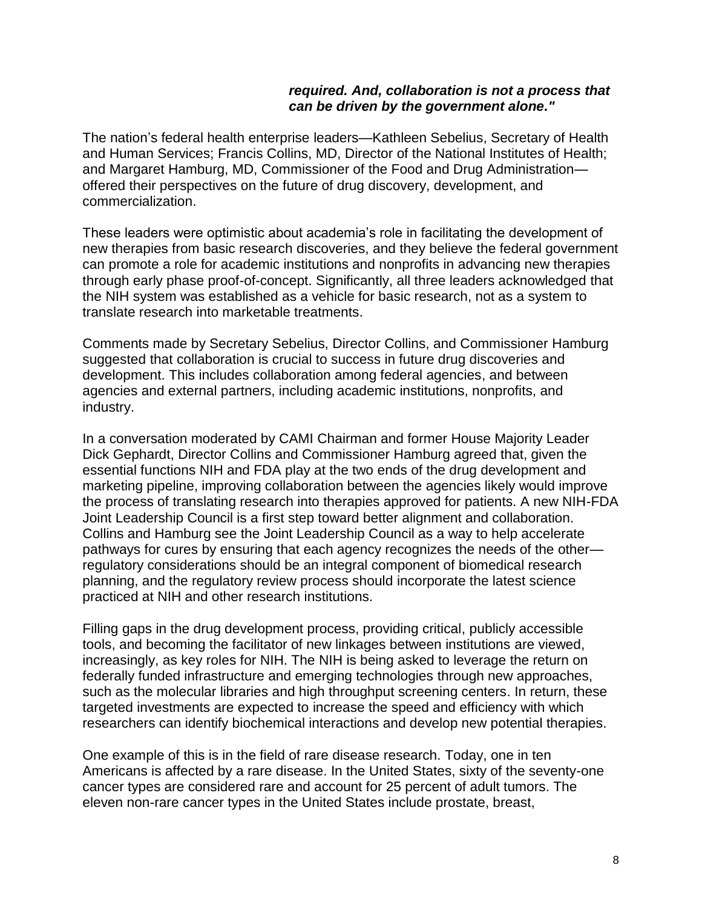***required. And, collaboration is not a process that can be driven by the government alone."***

The nation's federal health enterprise leaders—Kathleen Sebelius, Secretary of Health and Human Services; Francis Collins, MD, Director of the National Institutes of Health; and Margaret Hamburg, MD, Commissioner of the Food and Drug Administration—offered their perspectives on the future of drug discovery, development, and commercialization.

These leaders were optimistic about academia's role in facilitating the development of new therapies from basic research discoveries, and they believe the federal government can promote a role for academic institutions and nonprofits in advancing new therapies through early phase proof-of-concept. Significantly, all three leaders acknowledged that the NIH system was established as a vehicle for basic research, not as a system to translate research into marketable treatments.

Comments made by Secretary Sebelius, Director Collins, and Commissioner Hamburg suggested that collaboration is crucial to success in future drug discoveries and development. This includes collaboration among federal agencies, and between agencies and external partners, including academic institutions, nonprofits, and industry.

In a conversation moderated by CAMI Chairman and former House Majority Leader Dick Gephardt, Director Collins and Commissioner Hamburg agreed that, given the essential functions NIH and FDA play at the two ends of the drug development and marketing pipeline, improving collaboration between the agencies likely would improve the process of translating research into therapies approved for patients. A new NIH-FDA Joint Leadership Council is a first step toward better alignment and collaboration. Collins and Hamburg see the Joint Leadership Council as a way to help accelerate pathways for cures by ensuring that each agency recognizes the needs of the other—regulatory considerations should be an integral component of biomedical research planning, and the regulatory review process should incorporate the latest science practiced at NIH and other research institutions.

Filling gaps in the drug development process, providing critical, publicly accessible tools, and becoming the facilitator of new linkages between institutions are viewed, increasingly, as key roles for NIH. The NIH is being asked to leverage the return on federally funded infrastructure and emerging technologies through new approaches, such as the molecular libraries and high throughput screening centers. In return, these targeted investments are expected to increase the speed and efficiency with which researchers can identify biochemical interactions and develop new potential therapies.

One example of this is in the field of rare disease research. Today, one in ten Americans is affected by a rare disease. In the United States, sixty of the seventy-one cancer types are considered rare and account for 25 percent of adult tumors. The eleven non-rare cancer types in the United States include prostate, breast,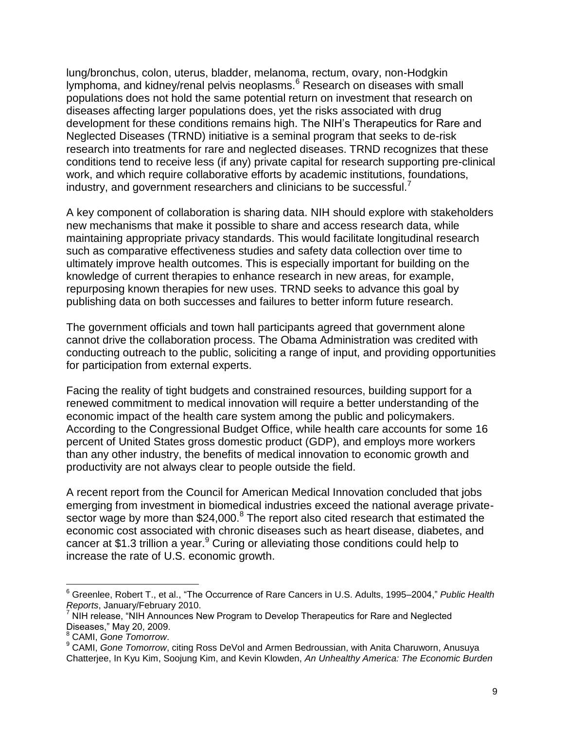lung/bronchus, colon, uterus, bladder, melanoma, rectum, ovary, non-Hodgkin lymphoma, and kidney/renal pelvis neoplasms.[6] Research on diseases with small populations does not hold the same potential return on investment that research on diseases affecting larger populations does, yet the risks associated with drug development for these conditions remains high. The NIH's Therapeutics for Rare and Neglected Diseases (TRND) initiative is a seminal program that seeks to de-risk research into treatments for rare and neglected diseases. TRND recognizes that these conditions tend to receive less (if any) private capital for research supporting pre-clinical work, and which require collaborative efforts by academic institutions, foundations, industry, and government researchers and clinicians to be successful.[7]

A key component of collaboration is sharing data. NIH should explore with stakeholders new mechanisms that make it possible to share and access research data, while maintaining appropriate privacy standards. This would facilitate longitudinal research such as comparative effectiveness studies and safety data collection over time to ultimately improve health outcomes. This is especially important for building on the knowledge of current therapies to enhance research in new areas, for example, repurposing known therapies for new uses. TRND seeks to advance this goal by publishing data on both successes and failures to better inform future research.

The government officials and town hall participants agreed that government alone cannot drive the collaboration process. The Obama Administration was credited with conducting outreach to the public, soliciting a range of input, and providing opportunities for participation from external experts.

Facing the reality of tight budgets and constrained resources, building support for a renewed commitment to medical innovation will require a better understanding of the economic impact of the health care system among the public and policymakers. According to the Congressional Budget Office, while health care accounts for some 16 percent of United States gross domestic product (GDP), and employs more workers than any other industry, the benefits of medical innovation to economic growth and productivity are not always clear to people outside the field.

A recent report from the Council for American Medical Innovation concluded that jobs emerging from investment in biomedical industries exceed the national average private-sector wage by more than $24,000.[8] The report also cited research that estimated the economic cost associated with chronic diseases such as heart disease, diabetes, and cancer at $1.3 trillion a year.[9] Curing or alleviating those conditions could help to increase the rate of U.S. economic growth.

---

[6] Greenlee, Robert T., et al., "The Occurrence of Rare Cancers in U.S. Adults, 1995–2004," *Public Health Reports*, January/February 2010.

[7] NIH release, "NIH Announces New Program to Develop Therapeutics for Rare and Neglected Diseases," May 20, 2009.

[8] CAMI, *Gone Tomorrow*.

[9] CAMI, *Gone Tomorrow*, citing Ross DeVol and Armen Bedroussian, with Anita Charuworn, Anusuya Chatterjee, In Kyu Kim, Soojung Kim, and Kevin Klowden, *An Unhealthy America: The Economic Burden*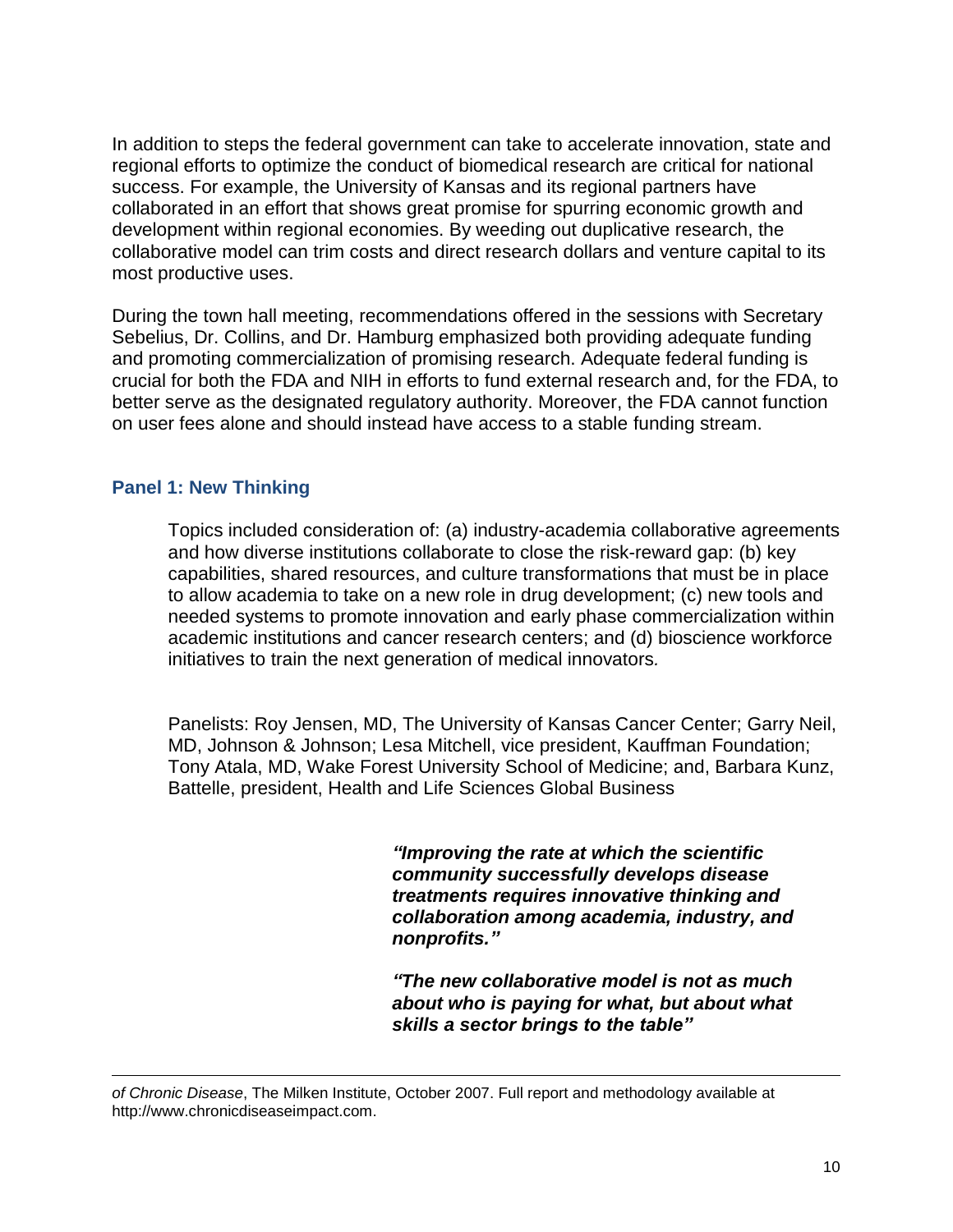In addition to steps the federal government can take to accelerate innovation, state and regional efforts to optimize the conduct of biomedical research are critical for national success. For example, the University of Kansas and its regional partners have collaborated in an effort that shows great promise for spurring economic growth and development within regional economies. By weeding out duplicative research, the collaborative model can trim costs and direct research dollars and venture capital to its most productive uses.

During the town hall meeting, recommendations offered in the sessions with Secretary Sebelius, Dr. Collins, and Dr. Hamburg emphasized both providing adequate funding and promoting commercialization of promising research. Adequate federal funding is crucial for both the FDA and NIH in efforts to fund external research and, for the FDA, to better serve as the designated regulatory authority. Moreover, the FDA cannot function on user fees alone and should instead have access to a stable funding stream.

### Panel 1: New Thinking

Topics included consideration of: (a) industry-academia collaborative agreements and how diverse institutions collaborate to close the risk-reward gap: (b) key capabilities, shared resources, and culture transformations that must be in place to allow academia to take on a new role in drug development; (c) new tools and needed systems to promote innovation and early phase commercialization within academic institutions and cancer research centers; and (d) bioscience workforce initiatives to train the next generation of medical innovators.

Panelists: Roy Jensen, MD, The University of Kansas Cancer Center; Garry Neil, MD, Johnson & Johnson; Lesa Mitchell, vice president, Kauffman Foundation; Tony Atala, MD, Wake Forest University School of Medicine; and, Barbara Kunz, Battelle, president, Health and Life Sciences Global Business

***"Improving the rate at which the scientific community successfully develops disease treatments requires innovative thinking and collaboration among academia, industry, and nonprofits."***

***"The new collaborative model is not as much about who is paying for what, but about what skills a sector brings to the table"***

---

*of Chronic Disease*, The Milken Institute, October 2007. Full report and methodology available at http://www.chronicdiseaseimpact.com.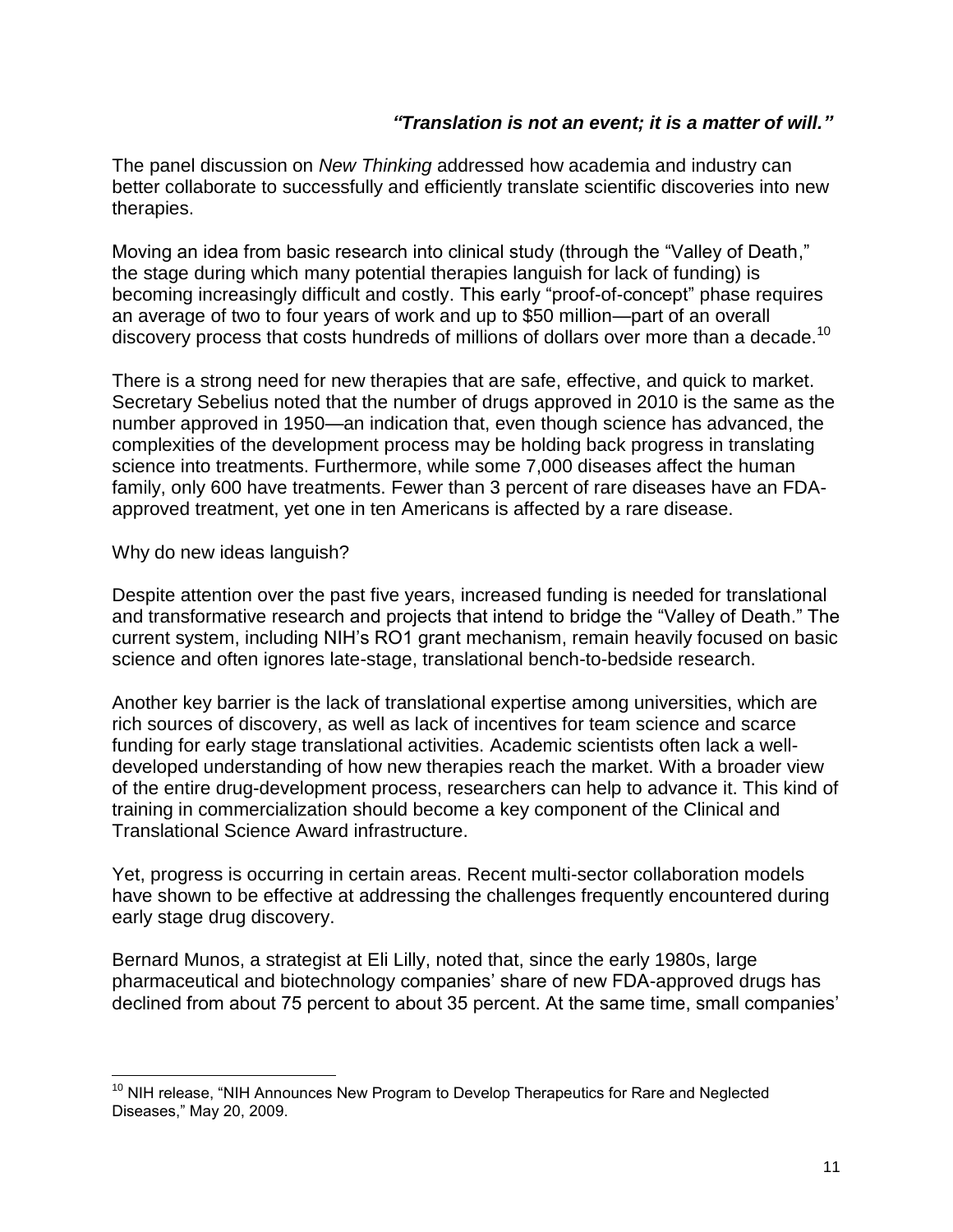***"Translation is not an event; it is a matter of will."***

The panel discussion on *New Thinking* addressed how academia and industry can better collaborate to successfully and efficiently translate scientific discoveries into new therapies.

Moving an idea from basic research into clinical study (through the "Valley of Death," the stage during which many potential therapies languish for lack of funding) is becoming increasingly difficult and costly. This early "proof-of-concept" phase requires an average of two to four years of work and up to $50 million—part of an overall discovery process that costs hundreds of millions of dollars over more than a decade.[10]

There is a strong need for new therapies that are safe, effective, and quick to market. Secretary Sebelius noted that the number of drugs approved in 2010 is the same as the number approved in 1950—an indication that, even though science has advanced, the complexities of the development process may be holding back progress in translating science into treatments. Furthermore, while some 7,000 diseases affect the human family, only 600 have treatments. Fewer than 3 percent of rare diseases have an FDA-approved treatment, yet one in ten Americans is affected by a rare disease.

Why do new ideas languish?

Despite attention over the past five years, increased funding is needed for translational and transformative research and projects that intend to bridge the "Valley of Death." The current system, including NIH's RO1 grant mechanism, remain heavily focused on basic science and often ignores late-stage, translational bench-to-bedside research.

Another key barrier is the lack of translational expertise among universities, which are rich sources of discovery, as well as lack of incentives for team science and scarce funding for early stage translational activities. Academic scientists often lack a well-developed understanding of how new therapies reach the market. With a broader view of the entire drug-development process, researchers can help to advance it. This kind of training in commercialization should become a key component of the Clinical and Translational Science Award infrastructure.

Yet, progress is occurring in certain areas. Recent multi-sector collaboration models have shown to be effective at addressing the challenges frequently encountered during early stage drug discovery.

Bernard Munos, a strategist at Eli Lilly, noted that, since the early 1980s, large pharmaceutical and biotechnology companies' share of new FDA-approved drugs has declined from about 75 percent to about 35 percent. At the same time, small companies'

---

[10] NIH release, "NIH Announces New Program to Develop Therapeutics for Rare and Neglected Diseases," May 20, 2009.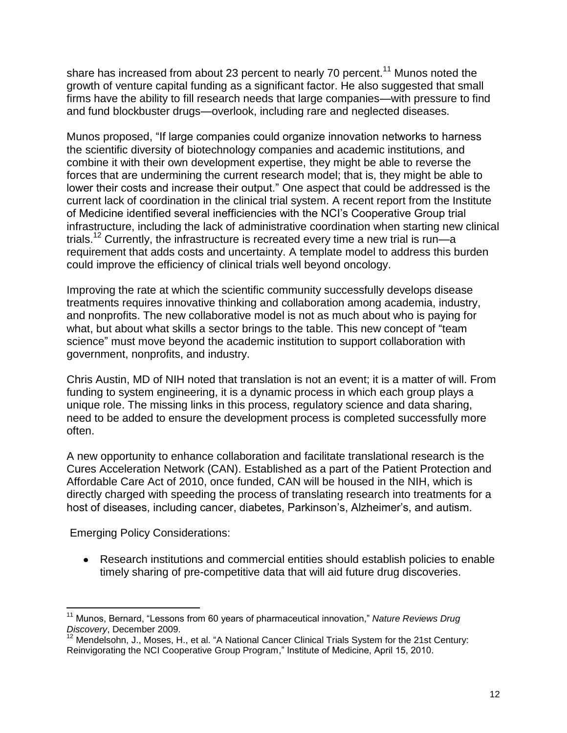share has increased from about 23 percent to nearly 70 percent.[11] Munos noted the growth of venture capital funding as a significant factor. He also suggested that small firms have the ability to fill research needs that large companies—with pressure to find and fund blockbuster drugs—overlook, including rare and neglected diseases.

Munos proposed, "If large companies could organize innovation networks to harness the scientific diversity of biotechnology companies and academic institutions, and combine it with their own development expertise, they might be able to reverse the forces that are undermining the current research model; that is, they might be able to lower their costs and increase their output." One aspect that could be addressed is the current lack of coordination in the clinical trial system. A recent report from the Institute of Medicine identified several inefficiencies with the NCI's Cooperative Group trial infrastructure, including the lack of administrative coordination when starting new clinical trials.[12] Currently, the infrastructure is recreated every time a new trial is run—a requirement that adds costs and uncertainty. A template model to address this burden could improve the efficiency of clinical trials well beyond oncology.

Improving the rate at which the scientific community successfully develops disease treatments requires innovative thinking and collaboration among academia, industry, and nonprofits. The new collaborative model is not as much about who is paying for what, but about what skills a sector brings to the table. This new concept of "team science" must move beyond the academic institution to support collaboration with government, nonprofits, and industry.

Chris Austin, MD of NIH noted that translation is not an event; it is a matter of will. From funding to system engineering, it is a dynamic process in which each group plays a unique role. The missing links in this process, regulatory science and data sharing, need to be added to ensure the development process is completed successfully more often.

A new opportunity to enhance collaboration and facilitate translational research is the Cures Acceleration Network (CAN). Established as a part of the Patient Protection and Affordable Care Act of 2010, once funded, CAN will be housed in the NIH, which is directly charged with speeding the process of translating research into treatments for a host of diseases, including cancer, diabetes, Parkinson's, Alzheimer's, and autism.

Emerging Policy Considerations:

- Research institutions and commercial entities should establish policies to enable timely sharing of pre-competitive data that will aid future drug discoveries.

---

[11] Munos, Bernard, "Lessons from 60 years of pharmaceutical innovation," *Nature Reviews Drug Discovery*, December 2009.

[12] Mendelsohn, J., Moses, H., et al. "A National Cancer Clinical Trials System for the 21st Century: Reinvigorating the NCI Cooperative Group Program," Institute of Medicine, April 15, 2010.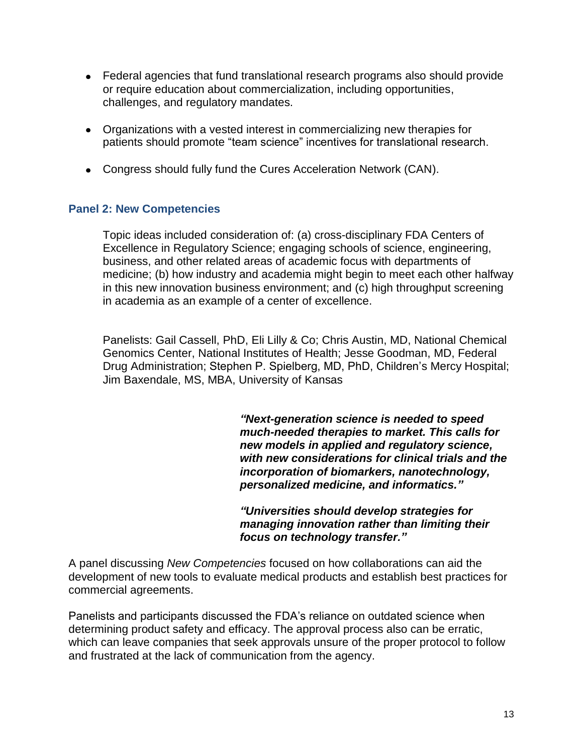- Federal agencies that fund translational research programs also should provide or require education about commercialization, including opportunities, challenges, and regulatory mandates.
- Organizations with a vested interest in commercializing new therapies for patients should promote "team science" incentives for translational research.
- Congress should fully fund the Cures Acceleration Network (CAN).

### Panel 2: New Competencies

Topic ideas included consideration of: (a) cross-disciplinary FDA Centers of Excellence in Regulatory Science; engaging schools of science, engineering, business, and other related areas of academic focus with departments of medicine; (b) how industry and academia might begin to meet each other halfway in this new innovation business environment; and (c) high throughput screening in academia as an example of a center of excellence.

Panelists: Gail Cassell, PhD, Eli Lilly & Co; Chris Austin, MD, National Chemical Genomics Center, National Institutes of Health; Jesse Goodman, MD, Federal Drug Administration; Stephen P. Spielberg, MD, PhD, Children's Mercy Hospital; Jim Baxendale, MS, MBA, University of Kansas

***"Next-generation science is needed to speed much-needed therapies to market. This calls for new models in applied and regulatory science, with new considerations for clinical trials and the incorporation of biomarkers, nanotechnology, personalized medicine, and informatics."***

***"Universities should develop strategies for managing innovation rather than limiting their focus on technology transfer."***

A panel discussing *New Competencies* focused on how collaborations can aid the development of new tools to evaluate medical products and establish best practices for commercial agreements.

Panelists and participants discussed the FDA's reliance on outdated science when determining product safety and efficacy. The approval process also can be erratic, which can leave companies that seek approvals unsure of the proper protocol to follow and frustrated at the lack of communication from the agency.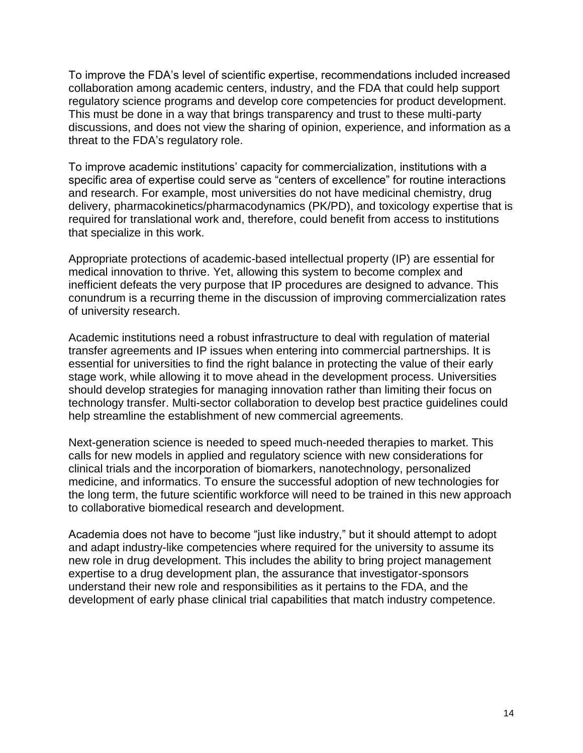To improve the FDA's level of scientific expertise, recommendations included increased collaboration among academic centers, industry, and the FDA that could help support regulatory science programs and develop core competencies for product development. This must be done in a way that brings transparency and trust to these multi-party discussions, and does not view the sharing of opinion, experience, and information as a threat to the FDA's regulatory role.

To improve academic institutions' capacity for commercialization, institutions with a specific area of expertise could serve as "centers of excellence" for routine interactions and research. For example, most universities do not have medicinal chemistry, drug delivery, pharmacokinetics/pharmacodynamics (PK/PD), and toxicology expertise that is required for translational work and, therefore, could benefit from access to institutions that specialize in this work.

Appropriate protections of academic-based intellectual property (IP) are essential for medical innovation to thrive. Yet, allowing this system to become complex and inefficient defeats the very purpose that IP procedures are designed to advance. This conundrum is a recurring theme in the discussion of improving commercialization rates of university research.

Academic institutions need a robust infrastructure to deal with regulation of material transfer agreements and IP issues when entering into commercial partnerships. It is essential for universities to find the right balance in protecting the value of their early stage work, while allowing it to move ahead in the development process. Universities should develop strategies for managing innovation rather than limiting their focus on technology transfer. Multi-sector collaboration to develop best practice guidelines could help streamline the establishment of new commercial agreements.

Next-generation science is needed to speed much-needed therapies to market. This calls for new models in applied and regulatory core science with new considerations for clinical trials and the incorporation of biomarkers, nanotechnology, personalized medicine, and informatics. To ensure the successful adoption of new technologies for the long term, the future scientific workforce will need to be trained in this new approach to collaborative biomedical research and development.

Academia does not have to become "just like industry," but it should attempt to adopt and adapt industry-like competencies where required for the university to assume its new role in drug development. This includes the ability to bring project management expertise to a drug development plan, the assurance that investigator-sponsors understand their new role and responsibilities as it pertains to the FDA, and the development of early phase clinical trial capabilities that match industry competence.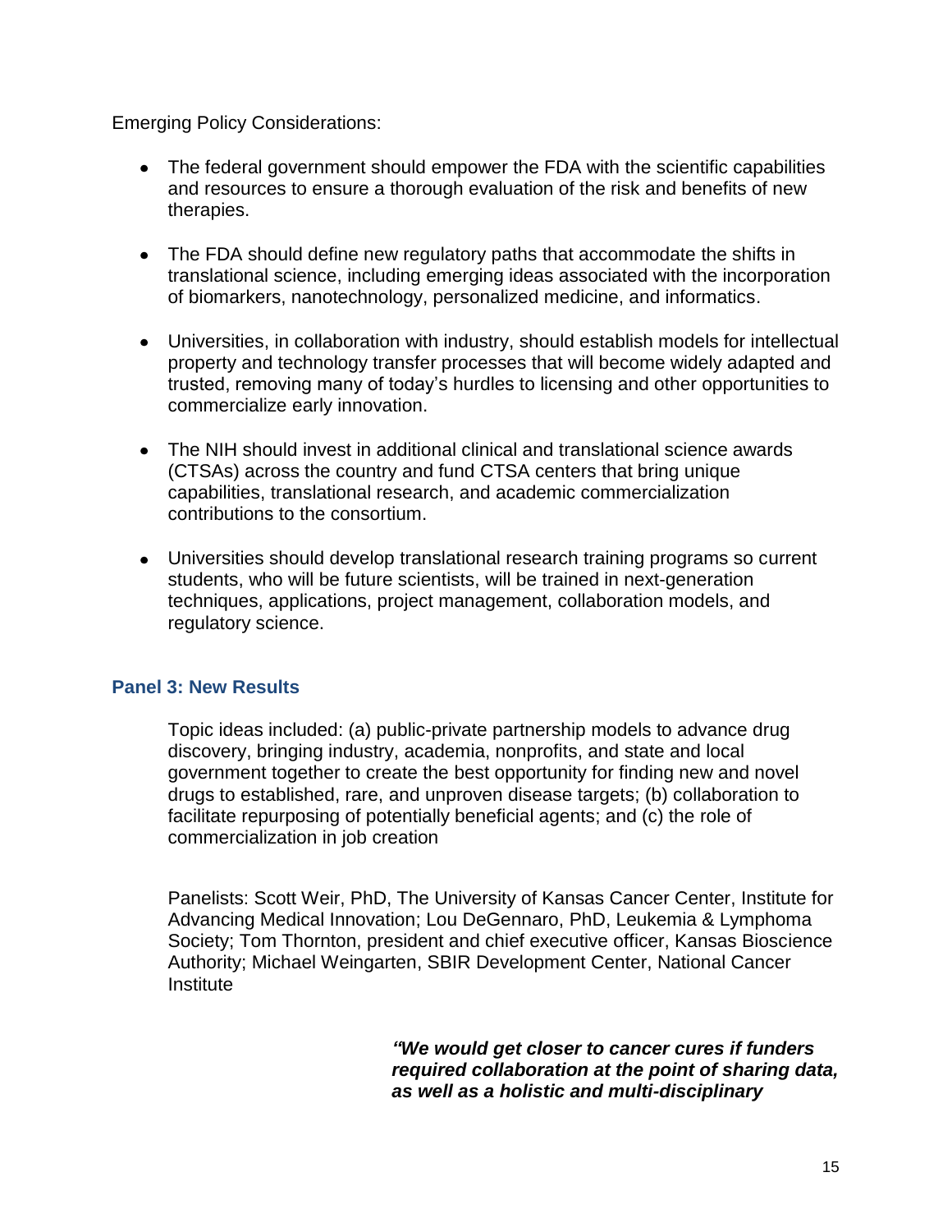Emerging Policy Considerations:

- The federal government should empower the FDA with the scientific capabilities and resources to ensure a thorough evaluation of the risk and benefits of new therapies.
- The FDA should define new regulatory paths that accommodate the shifts in translational science, including emerging ideas associated with the incorporation of biomarkers, nanotechnology, personalized medicine, and informatics.
- Universities, in collaboration with industry, should establish models for intellectual property and technology transfer processes that will become widely adapted and trusted, removing many of today's hurdles to licensing and other opportunities to commercialize early innovation.
- The NIH should invest in additional clinical and translational science awards (CTSAs) across the country and fund CTSA centers that bring unique capabilities, translational research, and academic commercialization contributions to the consortium.
- Universities should develop translational research training programs so current students, who will be future scientists, will be trained in next-generation techniques, applications, project management, collaboration models, and regulatory science.

### Panel 3: New Results

Topic ideas included: (a) public-private partnership models to advance drug discovery, bringing industry, academia, nonprofits, and state and local government together to create the best opportunity for finding new and novel drugs to established, rare, and unproven disease targets; (b) collaboration to facilitate repurposing of potentially beneficial agents; and (c) the role of commercialization in job creation

Panelists: Scott Weir, PhD, The University of Kansas Cancer Center, Institute for Advancing Medical Innovation; Lou DeGennaro, PhD, Leukemia & Lymphoma Society; Tom Thornton, president and chief executive officer, Kansas Bioscience Authority; Michael Weingarten, SBIR Development Center, National Cancer Institute

***"We would get closer to cancer cures if funders required collaboration at the point of sharing data, as well as a holistic and multi-disciplinary***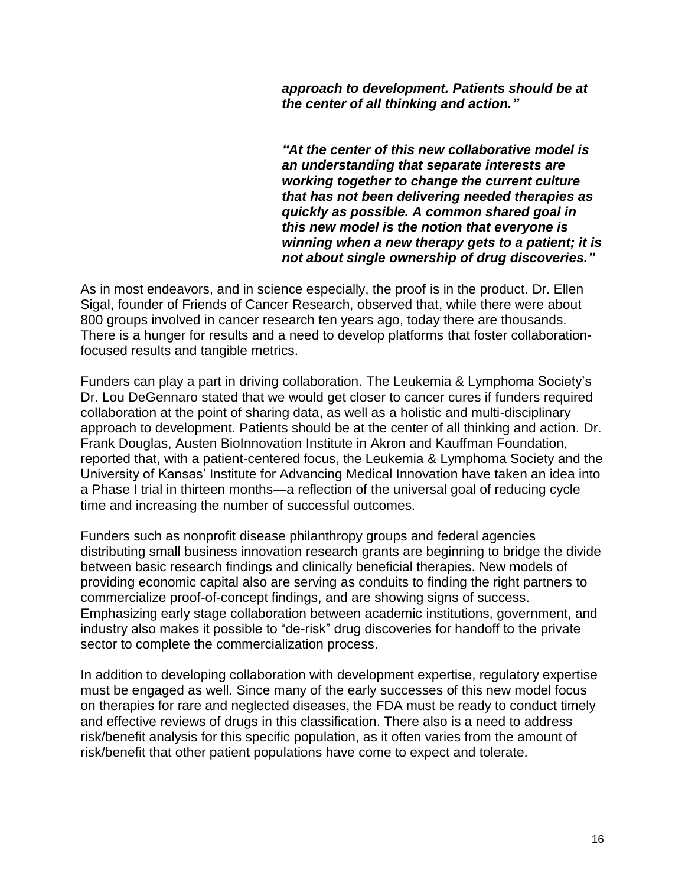***approach to development. Patients should be at the center of all thinking and action."***

***"At the center of this new collaborative model is an understanding that separate interests are working together to change the current culture that has not been delivering needed therapies as quickly as possible. A common shared goal in this new model is the notion that everyone is winning when a new therapy gets to a patient; it is not about single ownership of drug discoveries."***

As in most endeavors, and in science especially, the proof is in the product. Dr. Ellen Sigal, founder of Friends of Cancer Research, observed that, while there were about 800 groups involved in cancer research ten years ago, today there are thousands. There is a hunger for results and a need to develop platforms that foster collaboration-focused results and tangible metrics.

Funders can play a part in driving collaboration. The Leukemia & Lymphoma Society's Dr. Lou DeGennaro stated that we would get closer to cancer cures if funders required collaboration at the point of sharing data, as well as a holistic and multi-disciplinary approach to development. Patients should be at the center of all thinking and action. Dr. Frank Douglas, Austen BioInnovation Institute in Akron and Kauffman Foundation, reported that, with a patient-centered focus, the Leukemia & Lymphoma Society and the University of Kansas' Institute for Advancing Medical Innovation have taken an idea into a Phase I trial in thirteen months—a reflection of the universal goal of reducing cycle time and increasing the number of successful outcomes.

Funders such as nonprofit disease philanthropy groups and federal agencies distributing small business innovation research grants are beginning to bridge the divide between basic research findings and clinically beneficial therapies. New models of providing economic capital also are serving as conduits to finding the right partners to commercialize proof-of-concept findings, and are showing signs of success. Emphasizing early stage collaboration between academic institutions, government, and industry also makes it possible to "de-risk" drug discoveries for handoff to the private sector to complete the commercialization process.

In addition to developing collaboration with development expertise, regulatory expertise must be engaged as well. Since many of the early successes of this new model focus on therapies for rare and neglected diseases, the FDA must be ready to conduct timely and effective reviews of drugs in this classification. There also is a need to address risk/benefit analysis for this specific population, as it often varies from the amount of risk/benefit that other patient populations have come to expect and tolerate.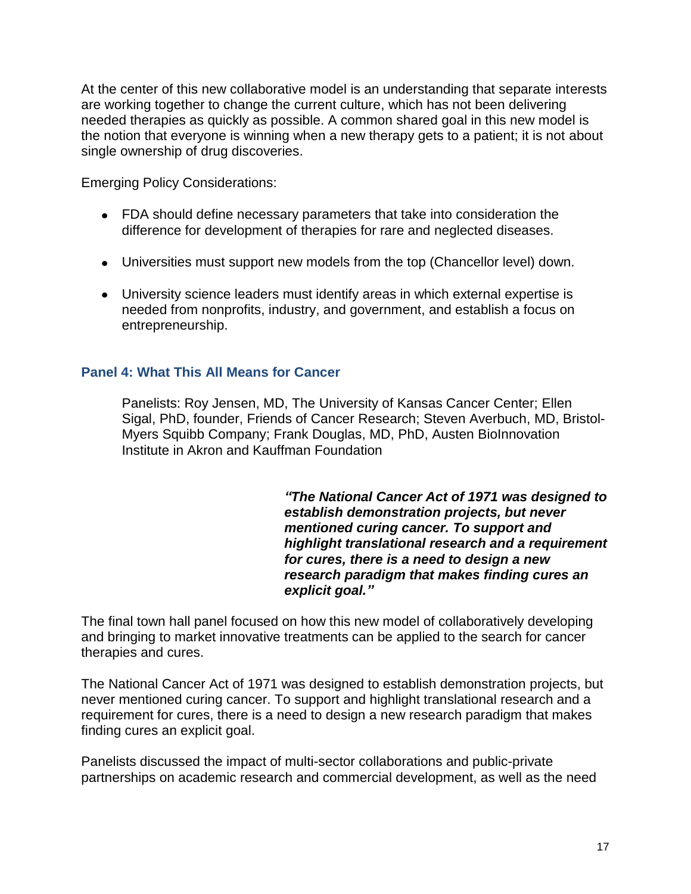At the center of this new collaborative model is an understanding that separate interests are working together to change the current culture, which has not been delivering needed therapies as quickly as possible. A common shared goal in this new model is the notion that everyone is winning when a new therapy gets to a patient; it is not about single ownership of drug discoveries.

Emerging Policy Considerations:

- FDA should define necessary parameters that take into consideration the difference for development of therapies for rare and neglected diseases.
- Universities must support new models from the top (Chancellor level) down.
- University science leaders must identify areas in which external expertise is needed from nonprofits, industry, and government, and establish a focus on entrepreneurship.

### Panel 4: What This All Means for Cancer

Panelists: Roy Jensen, MD, The University of Kansas Cancer Center; Ellen Sigal, PhD, founder, Friends of Cancer Research; Steven Averbuch, MD, Bristol-Myers Squibb Company; Frank Douglas, MD, PhD, Austen BioInnovation Institute in Akron and Kauffman Foundation

> ***"The National Cancer Act of 1971 was designed to establish demonstration projects, but never mentioned curing cancer. To support and highlight translational research and a requirement for cures, there is a need to design a new research paradigm that makes finding cures an explicit goal."***

The final town hall panel focused on how this new model of collaboratively developing and bringing to market innovative treatments can be applied to the search for cancer therapies and cures.

The National Cancer Act of 1971 was designed to establish demonstration projects, but never mentioned curing cancer. To support and highlight translational research and a requirement for cures, there is a need to design a new research paradigm that makes finding cures an explicit goal.

Panelists discussed the impact of multi-sector collaborations and public-private partnerships on academic research and commercial development, as well as the need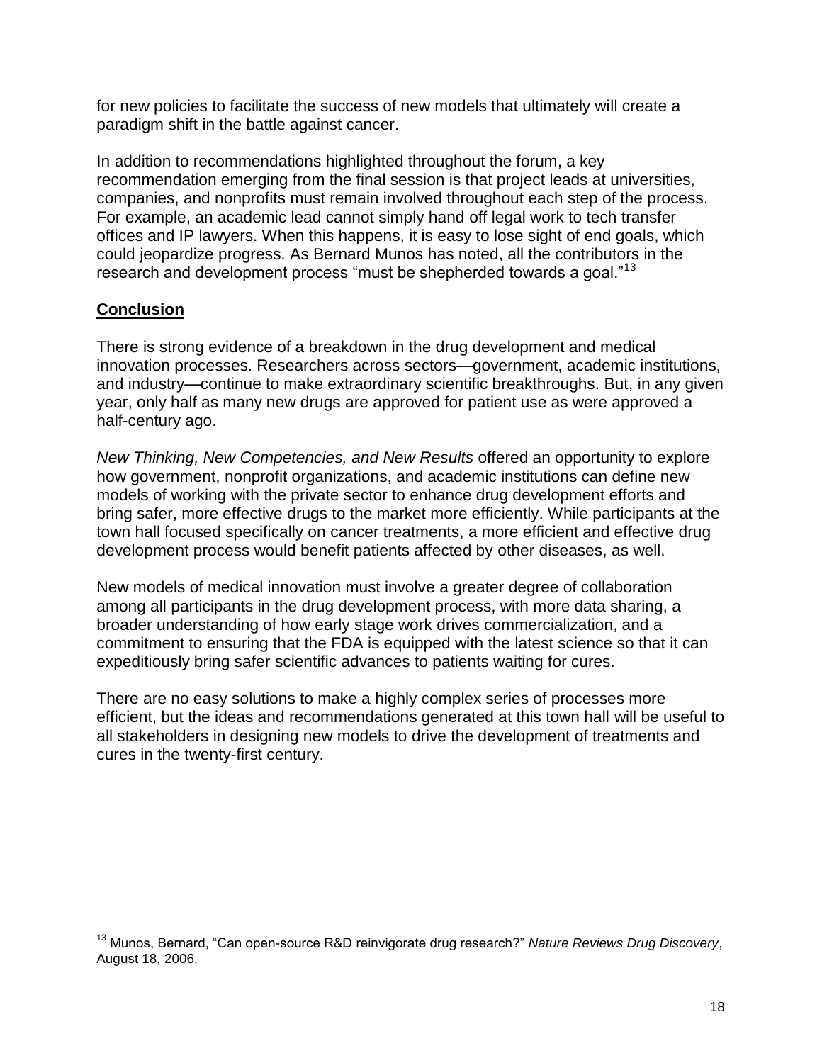for new policies to facilitate the success of new models that ultimately will create a paradigm shift in the battle against cancer.

In addition to recommendations highlighted throughout the forum, a key recommendation emerging from the final session is that project leads at universities, companies, and nonprofits must remain involved throughout each step of the process. For example, an academic lead cannot simply hand off legal work to tech transfer offices and IP lawyers. When this happens, it is easy to lose sight of end goals, which could jeopardize progress. As Bernard Munos has noted, all the contributors in the research and development process "must be shepherded towards a goal."[13]

## Conclusion

There is strong evidence of a breakdown in the drug development and medical innovation processes. Researchers across sectors—government, academic institutions, and industry—continue to make extraordinary scientific breakthroughs. But, in any given year, only half as many new drugs are approved for patient use as were approved a half-century ago.

*New Thinking, New Competencies, and New Results* offered an opportunity to explore how government, nonprofit organizations, and academic institutions can define new models of working with the private sector to enhance drug development efforts and bring safer, more effective drugs to the market more efficiently. While participants at the town hall focused specifically on cancer treatments, a more efficient and effective drug development process would benefit patients affected by other diseases, as well.

New models of medical innovation must involve a greater degree of collaboration among all participants in the drug development process, with more data sharing, a broader understanding of how early stage work drives commercialization, and a commitment to ensuring that the FDA is equipped with the latest science so that it can expeditiously bring safer scientific advances to patients waiting for cures.

There are no easy solutions to make a highly complex series of processes more efficient, but the ideas and recommendations generated at this town hall will be useful to all stakeholders in designing new models to drive the development of treatments and cures in the twenty-first century.

[13] Munos, Bernard, "Can open-source R&D reinvigorate drug research?" *Nature Reviews Drug Discovery*, August 18, 2006.